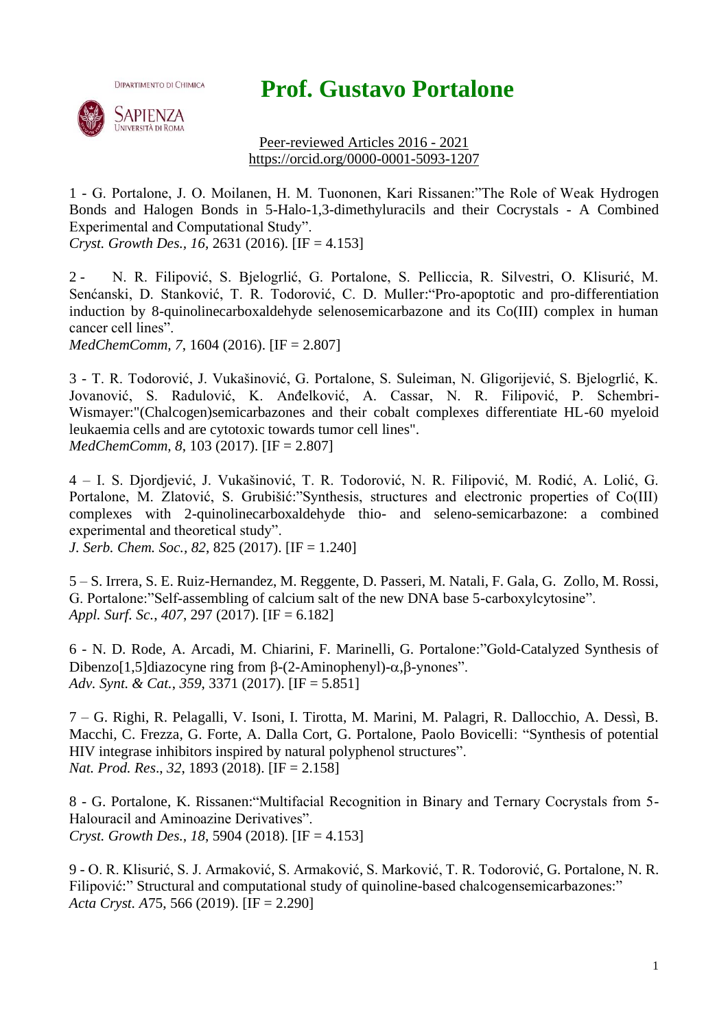DIPARTIMENTO DI CHIMICA

SAPIENZA
UNIVERSITÀ DI ROMA

# Prof. Gustavo Portalone

Peer-reviewed Articles 2016 - 2021
https://orcid.org/0000-0001-5093-1207

1 - G. Portalone, J. O. Moilanen, H. M. Tuononen, Kari Rissanen:"The Role of Weak Hydrogen Bonds and Halogen Bonds in 5-Halo-1,3-dimethyluracils and their Cocrystals - A Combined Experimental and Computational Study".
*Cryst. Growth Des., 16*, 2631 (2016). [IF = 4.153]

2 - N. R. Filipović, S. Bjelogrlić, G. Portalone, S. Pelliccia, R. Silvestri, O. Klisurić, M. Senćanski, D. Stanković, T. R. Todorović, C. D. Muller:"Pro-apoptotic and pro-differentiation induction by 8-quinolinecarboxaldehyde selenosemicarbazone and its Co(III) complex in human cancer cell lines".
*MedChemComm, 7*, 1604 (2016). [IF = 2.807]

3 - T. R. Todorović, J. Vukašinović, G. Portalone, S. Suleiman, N. Gligorijević, S. Bjelogrlić, K. Jovanović, S. Radulović, K. Anđelković, A. Cassar, N. R. Filipović, P. Schembri-Wismayer:"(Chalcogen)semicarbazones and their cobalt complexes differentiate HL-60 myeloid leukaemia cells and are cytotoxic towards tumor cell lines".
*MedChemComm, 8*, 103 (2017). [IF = 2.807]

4 – I. S. Djordjević, J. Vukašinović, T. R. Todorović, N. R. Filipović, M. Rodić, A. Lolić, G. Portalone, M. Zlatović, S. Grubišić:"Synthesis, structures and electronic properties of Co(III) complexes with 2-quinolinecarboxaldehyde thio- and seleno-semicarbazone: a combined experimental and theoretical study".
*J. Serb. Chem. Soc., 82*, 825 (2017). [IF = 1.240]

5 – S. Irrera, S. E. Ruiz-Hernandez, M. Reggente, D. Passeri, M. Natali, F. Gala, G. Zollo, M. Rossi, G. Portalone:"Self-assembling of calcium salt of the new DNA base 5-carboxylcytosine".
*Appl. Surf. Sc., 407*, 297 (2017). [IF = 6.182]

6 - N. D. Rode, A. Arcadi, M. Chiarini, F. Marinelli, G. Portalone:"Gold-Catalyzed Synthesis of Dibenzo[1,5]diazocyne ring from β-(2-Aminophenyl)-α,β-ynones".
*Adv. Synt. & Cat., 359*, 3371 (2017). [IF = 5.851]

7 – G. Righi, R. Pelagalli, V. Isoni, I. Tirotta, M. Marini, M. Palagri, R. Dallocchio, A. Dessì, B. Macchi, C. Frezza, G. Forte, A. Dalla Cort, G. Portalone, Paolo Bovicelli: "Synthesis of potential HIV integrase inhibitors inspired by natural polyphenol structures".
*Nat. Prod. Res*., *32*, 1893 (2018). [IF = 2.158]

8 - G. Portalone, K. Rissanen:"Multifacial Recognition in Binary and Ternary Cocrystals from 5-Halouracil and Aminoazine Derivatives".
*Cryst. Growth Des., 18*, 5904 (2018). [IF = 4.153]

9 - O. R. Klisurić, S. J. Armaković, S. Armaković, S. Marković, T. R. Todorović, G. Portalone, N. R. Filipović:" Structural and computational study of quinoline-based chalcogensemicarbazones:"
*Acta Cryst. A*75, 566 (2019). [IF = 2.290]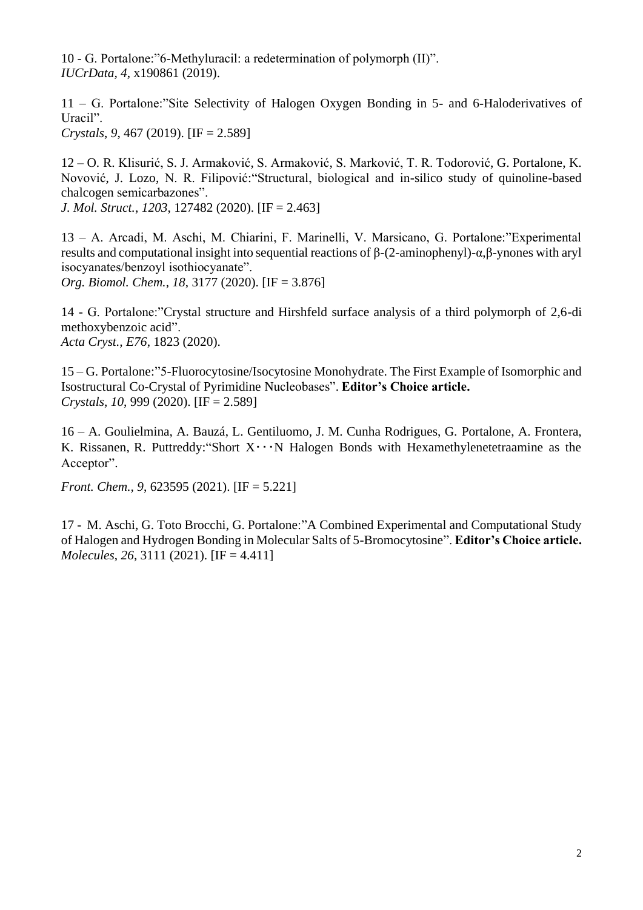10 - G. Portalone:”6-Methyluracil: a redetermination of polymorph (II)”.
*IUCrData*, *4*, x190861 (2019).

11 – G. Portalone:”Site Selectivity of Halogen Oxygen Bonding in 5- and 6-Haloderivatives of Uracil”.
*Crystals*, *9*, 467 (2019). [IF = 2.589]

12 – O. R. Klisurić, S. J. Armaković, S. Armaković, S. Marković, T. R. Todorović, G. Portalone, K. Novović, J. Lozo, N. R. Filipović:“Structural, biological and in-silico study of quinoline-based chalcogen semicarbazones”.
*J. Mol. Struct.*, *1203*, 127482 (2020). [IF = 2.463]

13 – A. Arcadi, M. Aschi, M. Chiarini, F. Marinelli, V. Marsicano, G. Portalone:”Experimental results and computational insight into sequential reactions of β-(2-aminophenyl)-α,β-ynones with aryl isocyanates/benzoyl isothiocyanate”.
*Org. Biomol. Chem.*, *18*, 3177 (2020). [IF = 3.876]

14 - G. Portalone:”Crystal structure and Hirshfeld surface analysis of a third polymorph of 2,6-di methoxybenzoic acid”.
*Acta Cryst., E76*, 1823 (2020).

15 – G. Portalone:”5-Fluorocytosine/Isocytosine Monohydrate. The First Example of Isomorphic and Isostructural Co-Crystal of Pyrimidine Nucleobases”. **Editor’s Choice article.**
*Crystals*, *10*, 999 (2020). [IF = 2.589]

16 – A. Goulielmina, A. Bauzá, L. Gentiluomo, J. M. Cunha Rodrigues, G. Portalone, A. Frontera, K. Rissanen, R. Puttreddy:“Short X···N Halogen Bonds with Hexamethylenetetraamine as the Acceptor”.

*Front. Chem.*, *9*, 623595 (2021). [IF = 5.221]

17 - M. Aschi, G. Toto Brocchi, G. Portalone:”A Combined Experimental and Computational Study of Halogen and Hydrogen Bonding in Molecular Salts of 5-Bromocytosine”. **Editor’s Choice article.**
*Molecules*, *26*, 3111 (2021). [IF = 4.411]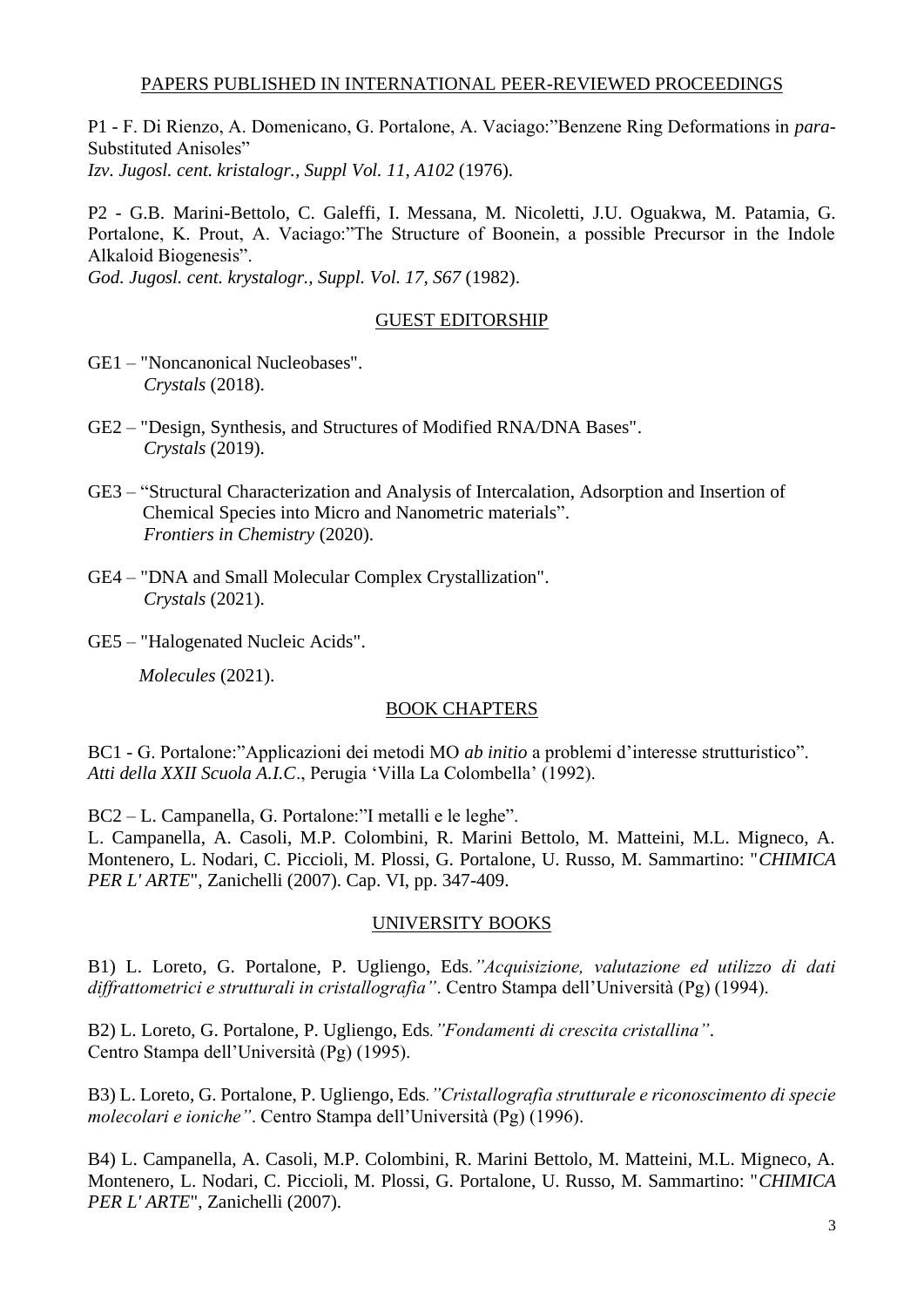## PAPERS PUBLISHED IN INTERNATIONAL PEER-REVIEWED PROCEEDINGS

P1 - F. Di Rienzo, A. Domenicano, G. Portalone, A. Vaciago:"Benzene Ring Deformations in *para*-Substituted Anisoles"
*Izv. Jugosl. cent. kristalogr., Suppl Vol. 11, A102* (1976).

P2 - G.B. Marini-Bettolo, C. Galeffi, I. Messana, M. Nicoletti, J.U. Oguakwa, M. Patamia, G. Portalone, K. Prout, A. Vaciago:"The Structure of Boonein, a possible Precursor in the Indole Alkaloid Biogenesis".
*God. Jugosl. cent. krystalogr., Suppl. Vol. 17, S67* (1982).

## GUEST EDITORSHIP

GE1 – "Noncanonical Nucleobases".
*Crystals* (2018).

GE2 – "Design, Synthesis, and Structures of Modified RNA/DNA Bases".
*Crystals* (2019).

GE3 – "Structural Characterization and Analysis of Intercalation, Adsorption and Insertion of Chemical Species into Micro and Nanometric materials".
*Frontiers in Chemistry* (2020).

GE4 – "DNA and Small Molecular Complex Crystallization".
*Crystals* (2021).

GE5 – "Halogenated Nucleic Acids".
*Molecules* (2021).

## BOOK CHAPTERS

BC1 - G. Portalone:"Applicazioni dei metodi MO *ab initio* a problemi d'interesse strutturistico".
*Atti della XXII Scuola A.I.C*., Perugia 'Villa La Colombella' (1992).

BC2 – L. Campanella, G. Portalone:"I metalli e le leghe".
L. Campanella, A. Casoli, M.P. Colombini, R. Marini Bettolo, M. Matteini, M.L. Migneco, A. Montenero, L. Nodari, C. Piccioli, M. Plossi, G. Portalone, U. Russo, M. Sammartino: "*CHIMICA PER L' ARTE*", Zanichelli (2007). Cap. VI, pp. 347-409.

## UNIVERSITY BOOKS

B1) L. Loreto, G. Portalone, P. Ugliengo, Eds*."Acquisizione, valutazione ed utilizzo di dati diffrattometrici e strutturali in cristallografia"*. Centro Stampa dell'Università (Pg) (1994).

B2) L. Loreto, G. Portalone, P. Ugliengo, Eds*."Fondamenti di crescita cristallina"*.
Centro Stampa dell'Università (Pg) (1995).

B3) L. Loreto, G. Portalone, P. Ugliengo, Eds*."Cristallografia strutturale e riconoscimento di specie molecolari e ioniche"*. Centro Stampa dell'Università (Pg) (1996).

B4) L. Campanella, A. Casoli, M.P. Colombini, R. Marini Bettolo, M. Matteini, M.L. Migneco, A. Montenero, L. Nodari, C. Piccioli, M. Plossi, G. Portalone, U. Russo, M. Sammartino: "*CHIMICA PER L' ARTE*", Zanichelli (2007).